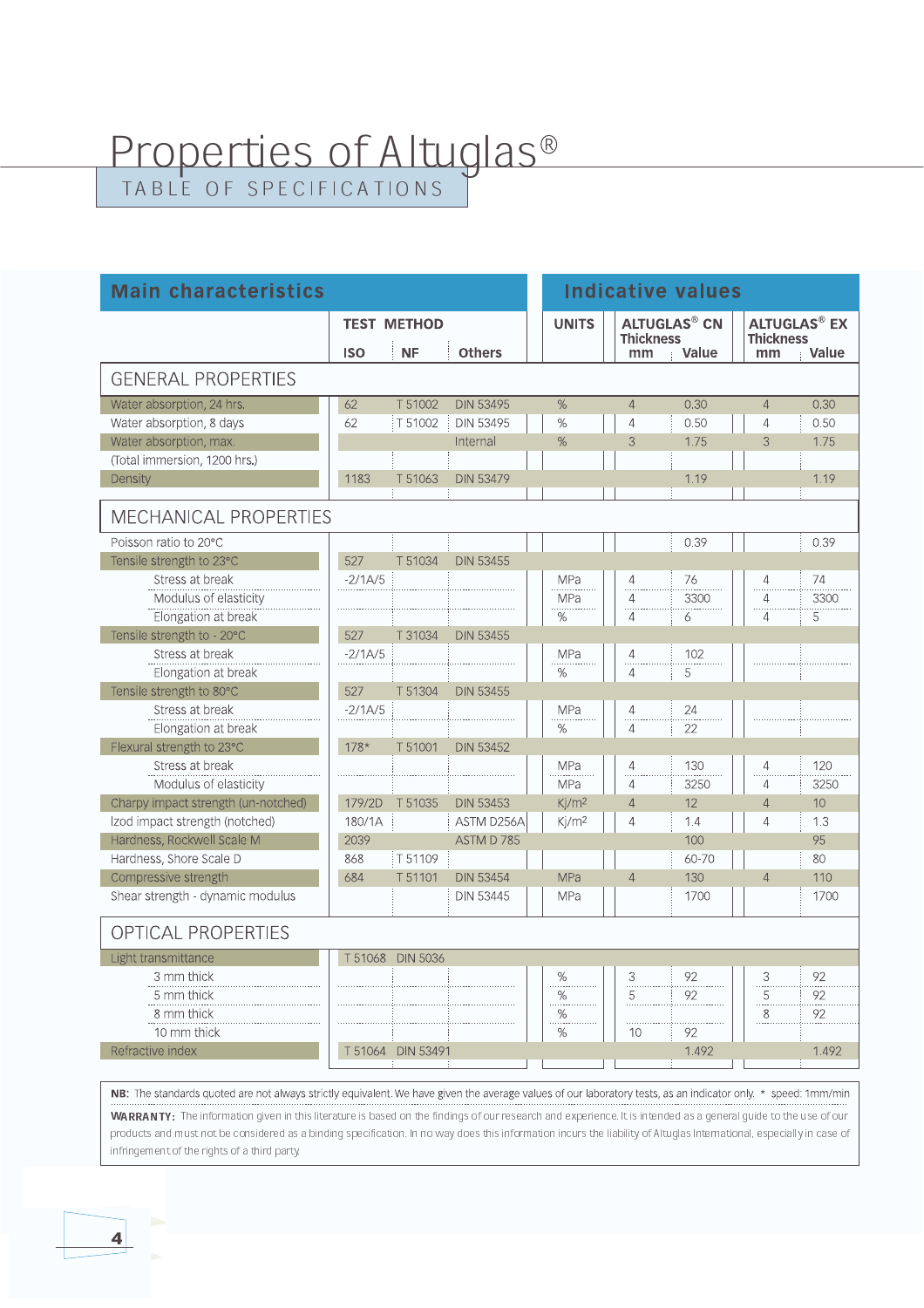# Properties of Altuglas®

## TABLE OF SPECIFICATIONS

| Main characteristics | TEST METHOD | | | Indicative values | | | | |
|---|---|---|---|---|---|---|---|---|
| | ISO | NF | Others | UNITS | ALTUGLAS® CN Thickness mm | ALTUGLAS® CN Value | ALTUGLAS® EX Thickness mm | ALTUGLAS® EX Value |
| **GENERAL PROPERTIES** | | | | | | | | |
| Water absorption, 24 hrs. | 62 | T 51002 | DIN 53495 | % | 4 | 0.30 | 4 | 0.30 |
| Water absorption, 8 days | 62 | T 51002 | DIN 53495 | % | 4 | 0.50 | 4 | 0.50 |
| Water absorption, max. (Total immersion, 1200 hrs.) | | | Internal | % | 3 | 1.75 | 3 | 1.75 |
| Density | 1183 | T 51063 | DIN 53479 | | | 1.19 | | 1.19 |
| **MECHANICAL PROPERTIES** | | | | | | | | |
| Poisson ratio to 20°C | | | | | | 0.39 | | 0.39 |
| Tensile strength to 23°C | 527 | T 51034 | DIN 53455 | | | | | |
| Stress at break | -2/1A/5 | | | MPa | 4 | 76 | 4 | 74 |
| Modulus of elasticity | | | | MPa | 4 | 3300 | 4 | 3300 |
| Elongation at break | | | | % | 4 | 6 | 4 | 5 |
| Tensile strength to - 20°C | 527 | T 31034 | DIN 53455 | | | | | |
| Stress at break | -2/1A/5 | | | MPa | 4 | 102 | | |
| Elongation at break | | | | % | 4 | 5 | | |
| Tensile strength to 80°C | 527 | T 51304 | DIN 53455 | | | | | |
| Stress at break | -2/1A/5 | | | MPa | 4 | 24 | | |
| Elongation at break | | | | % | 4 | 22 | | |
| Flexural strength to 23°C | 178* | T 51001 | DIN 53452 | | | | | |
| Stress at break | | | | MPa | 4 | 130 | 4 | 120 |
| Modulus of elasticity | | | | MPa | 4 | 3250 | 4 | 3250 |
| Charpy impact strength (un-notched) | 179/2D | T 51035 | DIN 53453 | Kj/m² | 4 | 12 | 4 | 10 |
| Izod impact strength (notched) | 180/1A | | ASTM D256A | Kj/m² | 4 | 1.4 | 4 | 1.3 |
| Hardness, Rockwell Scale M | 2039 | | ASTM D 785 | | | 100 | | 95 |
| Hardness, Shore Scale D | 868 | T 51109 | | | | 60-70 | | 80 |
| Compressive strength | 684 | T 51101 | DIN 53454 | MPa | 4 | 130 | 4 | 110 |
| Shear strength - dynamic modulus | | | DIN 53445 | MPa | | 1700 | | 1700 |
| **OPTICAL PROPERTIES** | | | | | | | | |
| Light transmittance | T 51068 | DIN 5036 | | | | | | |
| 3 mm thick | | | | % | 3 | 92 | 3 | 92 |
| 5 mm thick | | | | % | 5 | 92 | 5 | 92 |
| 8 mm thick | | | | % | | | 8 | 92 |
| 10 mm thick | | | | % | 10 | 92 | | |
| Refractive index | T 51064 | DIN 53491 | | | | 1.492 | | 1.492 |

**NB:** The standards quoted are not always strictly equivalent. We have given the average values of our laboratory tests, as an indicator only. * speed: 1mm/min

**WARRANTY:** The information given in this literature is based on the findings of our research and experience. It is intended as a general guide to the use of our products and must not be considered as a binding specification. In no way does this information incurs the liability of Altuglas International, especially in case of infringement of the rights of a third party.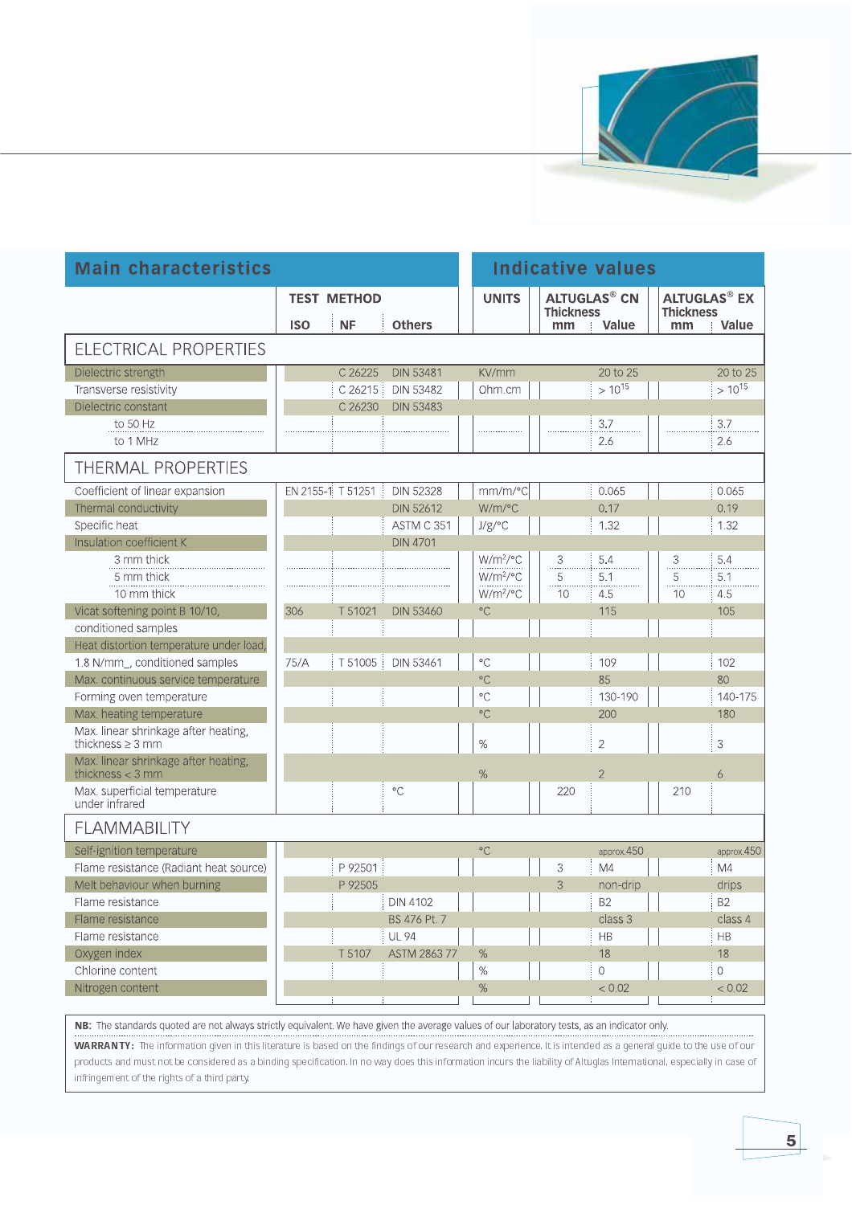| Main characteristics | TEST METHOD | | | Indicative values | | | | |
|---|---|---|---|---|---|---|---|---|
| | ISO | NF | Others | UNITS | ALTUGLAS® CN Thickness mm | ALTUGLAS® CN Value | ALTUGLAS® EX Thickness mm | ALTUGLAS® EX Value |
| **ELECTRICAL PROPERTIES** | | | | | | | | |
| Dielectric strength | | C 26225 | DIN 53481 | KV/mm | | 20 to 25 | | 20 to 25 |
| Transverse resistivity | | C 26215 | DIN 53482 | Ohm.cm | | $> 10^{15}$ | | $> 10^{15}$ |
| Dielectric constant | | C 26230 | DIN 53483 | | | | | |
| to 50 Hz | | | | | | 3.7 | | 3.7 |
| to 1 MHz | | | | | | 2.6 | | 2.6 |
| **THERMAL PROPERTIES** | | | | | | | | |
| Coefficient of linear expansion | EN 2155-1 | T 51251 | DIN 52328 | mm/m/°C | | 0.065 | | 0.065 |
| Thermal conductivity | | | DIN 52612 | W/m/°C | | 0.17 | | 0.19 |
| Specific heat | | | ASTM C 351 | J/g/°C | | 1.32 | | 1.32 |
| Insulation coefficient K | | | DIN 4701 | | | | | |
| 3 mm thick | | | | W/m²/°C | 3 | 5.4 | 3 | 5.4 |
| 5 mm thick | | | | W/m²/°C | 5 | 5.1 | 5 | 5.1 |
| 10 mm thick | | | | W/m²/°C | 10 | 4.5 | 10 | 4.5 |
| Vicat softening point B 10/10, conditioned samples | 306 | T 51021 | DIN 53460 | °C | | 115 | | 105 |
| Heat distortion temperature under load, 1.8 N/mm_, conditioned samples | 75/A | T 51005 | DIN 53461 | °C | | 109 | | 102 |
| Max. continuous service temperature | | | | °C | | 85 | | 80 |
| Forming oven temperature | | | | °C | | 130-190 | | 140-175 |
| Max. heating temperature | | | | °C | | 200 | | 180 |
| Max. linear shrinkage after heating, thickness ≥ 3 mm | | | | % | | 2 | | 3 |
| Max. linear shrinkage after heating, thickness < 3 mm | | | | % | | 2 | | 6 |
| Max. superficial temperature under infrared | | | °C | | 220 | | 210 | |
| **FLAMMABILITY** | | | | | | | | |
| Self-ignition temperature | | | | °C | | approx.450 | | approx.450 |
| Flame resistance (Radiant heat source) | | P 92501 | | | 3 | M4 | | M4 |
| Melt behaviour when burning | | P 92505 | | | 3 | non-drip | | drips |
| Flame resistance | | | DIN 4102 | | | B2 | | B2 |
| Flame resistance | | | BS 476 Pt. 7 | | | class 3 | | class 4 |
| Flame resistance | | | UL 94 | | | HB | | HB |
| Oxygen index | | T 5107 | ASTM 2863 77 | % | | 18 | | 18 |
| Chlorine content | | | | % | | 0 | | 0 |
| Nitrogen content | | | | % | | < 0.02 | | < 0.02 |

**NB:** The standards quoted are not always strictly equivalent. We have given the average values of our laboratory tests, as an indicator only.

**WARRANTY:** The information given in this literature is based on the findings of our research and experience. It is intended as a general guide to the use of our products and must not be considered as a binding specification. In no way does this information incurs the liability of Altuglas International, especially in case of infringement of the rights of a third party.